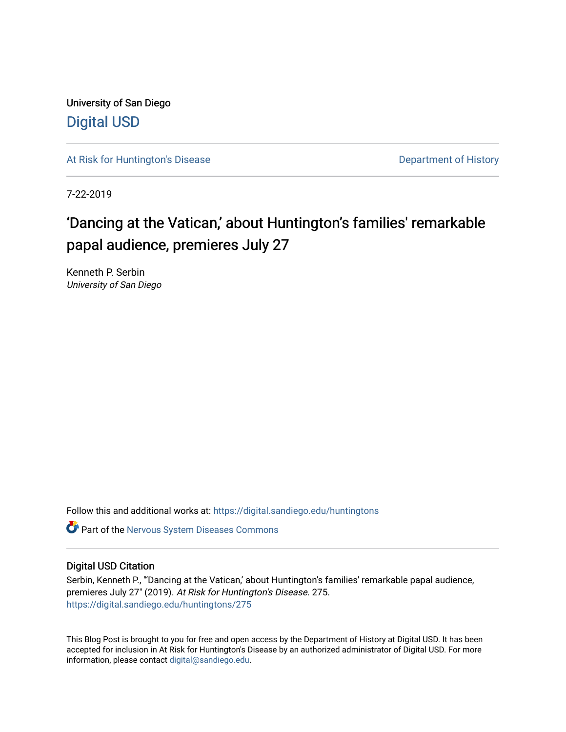University of San Diego

# Digital USD

At Risk for Huntington's Disease | Department of History

7-22-2019

# ‘Dancing at the Vatican,’ about Huntington’s families' remarkable papal audience, premieres July 27

Kenneth P. Serbin
*University of San Diego*

Follow this and additional works at: https://digital.sandiego.edu/huntingtons

Part of the Nervous System Diseases Commons

## Digital USD Citation

Serbin, Kenneth P., "‘Dancing at the Vatican,’ about Huntington’s families' remarkable papal audience, premieres July 27" (2019). *At Risk for Huntington's Disease*. 275.
https://digital.sandiego.edu/huntingtons/275

This Blog Post is brought to you for free and open access by the Department of History at Digital USD. It has been accepted for inclusion in At Risk for Huntington's Disease by an authorized administrator of Digital USD. For more information, please contact digital@sandiego.edu.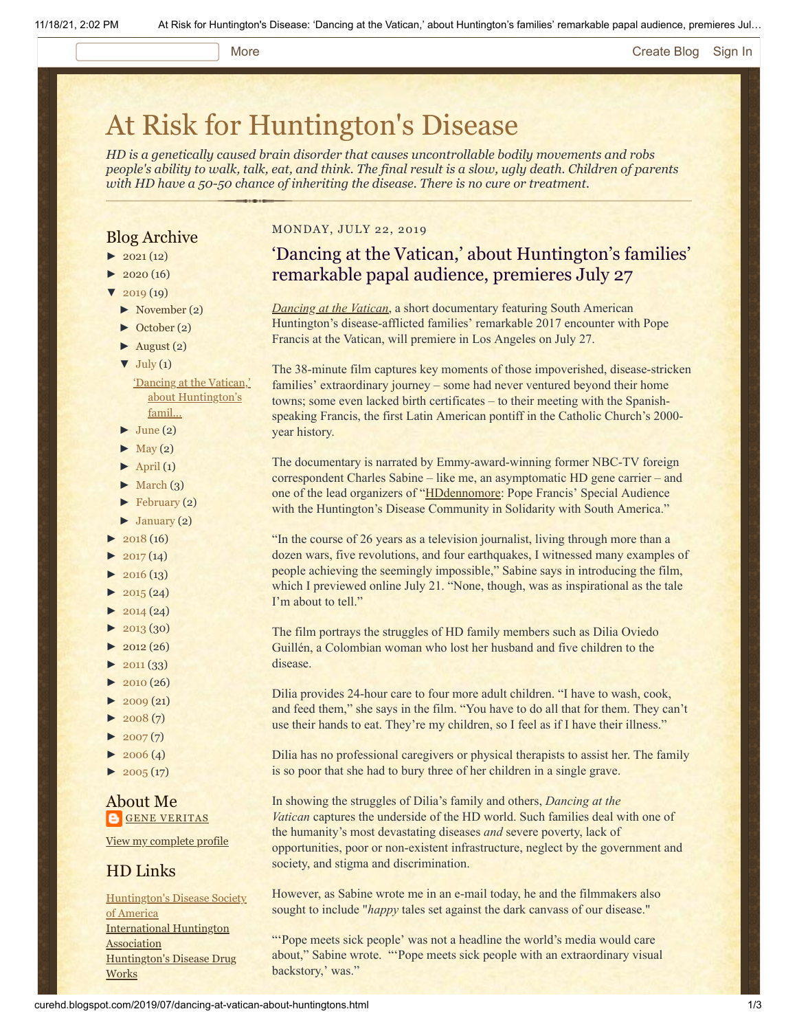More Create Blog Sign In

# At Risk for Huntington's Disease

*HD is a genetically caused brain disorder that causes uncontrollable bodily movements and robs people's ability to walk, talk, eat, and think. The final result is a slow, ugly death. Children of parents with HD have a 50-50 chance of inheriting the disease. There is no cure or treatment.*

## Blog Archive

- ► 2021 (12)
- ► 2020 (16)
- ▼ 2019 (19)
  - ► November (2)
  - ► October (2)
  - ► August (2)
  - ▼ July (1)
    - 'Dancing at the Vatican,' about Huntington's famil...
  - ► June (2)
  - ► May (2)
  - ► April (1)
  - ► March (3)
  - ► February (2)
  - ► January (2)
- ► 2018 (16)
- ► 2017 (14)
- ► 2016 (13)
- ► 2015 (24)
- ► 2014 (24)
- ► 2013 (30)
- ► 2012 (26)
- ► 2011 (33)
- ► 2010 (26)
- ► 2009 (21)
- ► 2008 (7)
- ► 2007 (7)
- ► 2006 (4)
- ► 2005 (17)

## About Me

GENE VERITAS

View my complete profile

## HD Links

Huntington's Disease Society of America
International Huntington Association
Huntington's Disease Drug Works

MONDAY, JULY 22, 2019

## 'Dancing at the Vatican,' about Huntington's families' remarkable papal audience, premieres July 27

*Dancing at the Vatican*, a short documentary featuring South American Huntington's disease-afflicted families' remarkable 2017 encounter with Pope Francis at the Vatican, will premiere in Los Angeles on July 27.

The 38-minute film captures key moments of those impoverished, disease-stricken families' extraordinary journey – some had never ventured beyond their home towns; some even lacked birth certificates – to their meeting with the Spanish-speaking Francis, the first Latin American pontiff in the Catholic Church's 2000-year history.

The documentary is narrated by Emmy-award-winning former NBC-TV foreign correspondent Charles Sabine – like me, an asymptomatic HD gene carrier – and one of the lead organizers of "HDdennomore: Pope Francis' Special Audience with the Huntington's Disease Community in Solidarity with South America."

"In the course of 26 years as a television journalist, living through more than a dozen wars, five revolutions, and four earthquakes, I witnessed many examples of people achieving the seemingly impossible," Sabine says in introducing the film, which I previewed online July 21. "None, though, was as inspirational as the tale I'm about to tell."

The film portrays the struggles of HD family members such as Dilia Oviedo Guillén, a Colombian woman who lost her husband and five children to the disease.

Dilia provides 24-hour care to four more adult children. "I have to wash, cook, and feed them," she says in the film. "You have to do all that for them. They can't use their hands to eat. They're my children, so I feel as if I have their illness."

Dilia has no professional caregivers or physical therapists to assist her. The family is so poor that she had to bury three of her children in a single grave.

In showing the struggles of Dilia's family and others, *Dancing at the Vatican* captures the underside of the HD world. Such families deal with one of the humanity's most devastating diseases *and* severe poverty, lack of opportunities, poor or non-existent infrastructure, neglect by the government and society, and stigma and discrimination.

However, as Sabine wrote me in an e-mail today, he and the filmmakers also sought to include "*happy* tales set against the dark canvass of our disease."

"'Pope meets sick people' was not a headline the world's media would care about," Sabine wrote. "'Pope meets sick people with an extraordinary visual backstory,' was."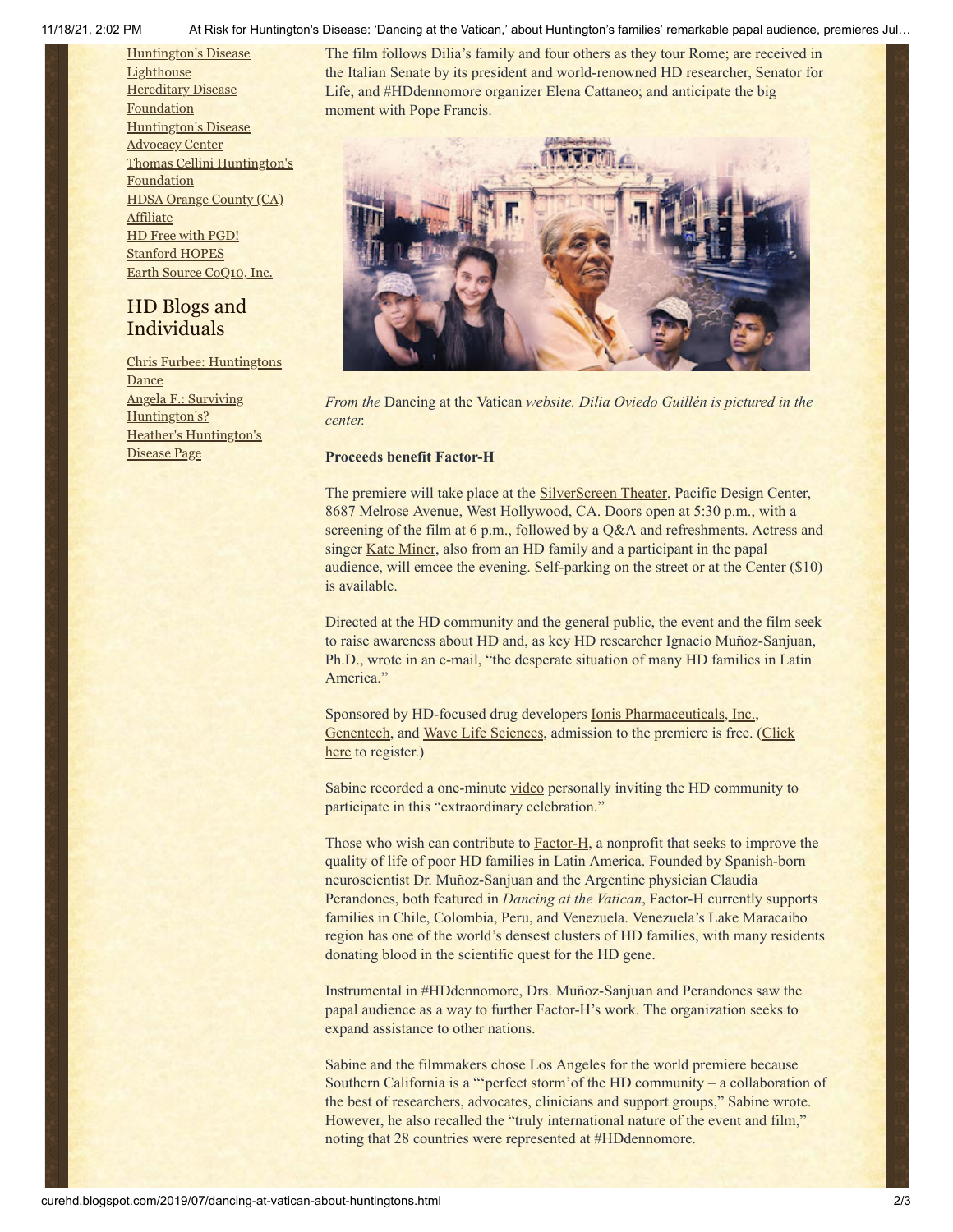[Huntington's Disease Lighthouse](#)
[Hereditary Disease Foundation](#)
[Huntington's Disease Advocacy Center](#)
[Thomas Cellini Huntington's Foundation](#)
[HDSA Orange County (CA) Affiliate](#)
[HD Free with PGD!](#)
[Stanford HOPES](#)
[Earth Source CoQ10, Inc.](#)

## HD Blogs and Individuals

[Chris Furbee: Huntingtons Dance](#)
[Angela F.: Surviving Huntington's?](#)
[Heather's Huntington's Disease Page](#)

The film follows Dilia's family and four others as they tour Rome; are received in the Italian Senate by its president and world-renowned HD researcher, Senator for Life, and #HDdennomore organizer Elena Cattaneo; and anticipate the big moment with Pope Francis.

*From the* Dancing at the Vatican *website. Dilia Oviedo Guillén is pictured in the center.*

**Proceeds benefit Factor-H**

The premiere will take place at the [SilverScreen Theater](#), Pacific Design Center, 8687 Melrose Avenue, West Hollywood, CA. Doors open at 5:30 p.m., with a screening of the film at 6 p.m., followed by a Q&A and refreshments. Actress and singer [Kate Miner](#), also from an HD family and a participant in the papal audience, will emcee the evening. Self-parking on the street or at the Center ($10) is available.

Directed at the HD community and the general public, the event and the film seek to raise awareness about HD and, as key HD researcher Ignacio Muñoz-Sanjuan, Ph.D., wrote in an e-mail, "the desperate situation of many HD families in Latin America."

Sponsored by HD-focused drug developers [Ionis Pharmaceuticals, Inc.](#), [Genentech](#), and [Wave Life Sciences](#), admission to the premiere is free. ([Click here](#) to register.)

Sabine recorded a one-minute [video](#) personally inviting the HD community to participate in this "extraordinary celebration."

Those who wish can contribute to [Factor-H](#), a nonprofit that seeks to improve the quality of life of poor HD families in Latin America. Founded by Spanish-born neuroscientist Dr. Muñoz-Sanjuan and the Argentine physician Claudia Perandones, both featured in *Dancing at the Vatican*, Factor-H currently supports families in Chile, Colombia, Peru, and Venezuela. Venezuela's Lake Maracaibo region has one of the world's densest clusters of HD families, with many residents donating blood in the scientific quest for the HD gene.

Instrumental in #HDdennomore, Drs. Muñoz-Sanjuan and Perandones saw the papal audience as a way to further Factor-H's work. The organization seeks to expand assistance to other nations.

Sabine and the filmmakers chose Los Angeles for the world premiere because Southern California is a "'perfect storm'of the HD community – a collaboration of the best of researchers, advocates, clinicians and support groups," Sabine wrote. However, he also recalled the "truly international nature of the event and film," noting that 28 countries were represented at #HDdennomore.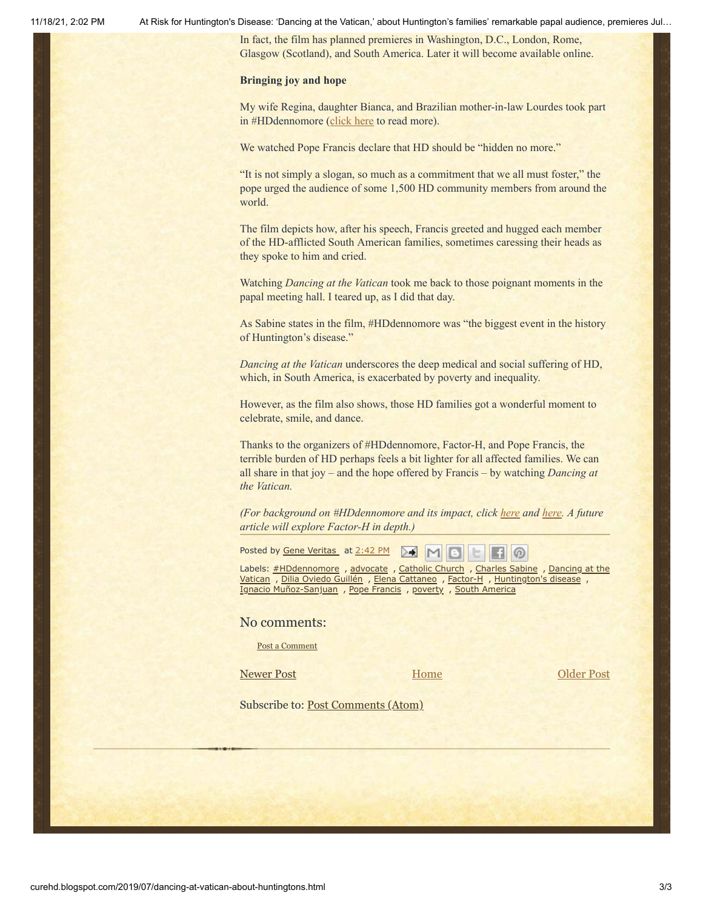In fact, the film has planned premieres in Washington, D.C., London, Rome, Glasgow (Scotland), and South America. Later it will become available online.

**Bringing joy and hope**

My wife Regina, daughter Bianca, and Brazilian mother-in-law Lourdes took part in #HDdennomore (click here to read more).

We watched Pope Francis declare that HD should be "hidden no more."

"It is not simply a slogan, so much as a commitment that we all must foster," the pope urged the audience of some 1,500 HD community members from around the world.

The film depicts how, after his speech, Francis greeted and hugged each member of the HD-afflicted South American families, sometimes caressing their heads as they spoke to him and cried.

Watching *Dancing at the Vatican* took me back to those poignant moments in the papal meeting hall. I teared up, as I did that day.

As Sabine states in the film, #HDdennomore was "the biggest event in the history of Huntington's disease."

*Dancing at the Vatican* underscores the deep medical and social suffering of HD, which, in South America, is exacerbated by poverty and inequality.

However, as the film also shows, those HD families got a wonderful moment to celebrate, smile, and dance.

Thanks to the organizers of #HDdennomore, Factor-H, and Pope Francis, the terrible burden of HD perhaps feels a bit lighter for all affected families. We can all share in that joy – and the hope offered by Francis – by watching *Dancing at the Vatican.*

*(For background on #HDdennomore and its impact, click here and here. A future article will explore Factor-H in depth.)*

Posted by Gene Veritas at 2:42 PM

Labels: #HDdennomore , advocate , Catholic Church , Charles Sabine , Dancing at the Vatican , Dilia Oviedo Guillén , Elena Cattaneo , Factor-H , Huntington's disease , Ignacio Muñoz-Sanjuan , Pope Francis , poverty , South America

## No comments:

Post a Comment

Newer Post | Home | Older Post

Subscribe to: Post Comments (Atom)